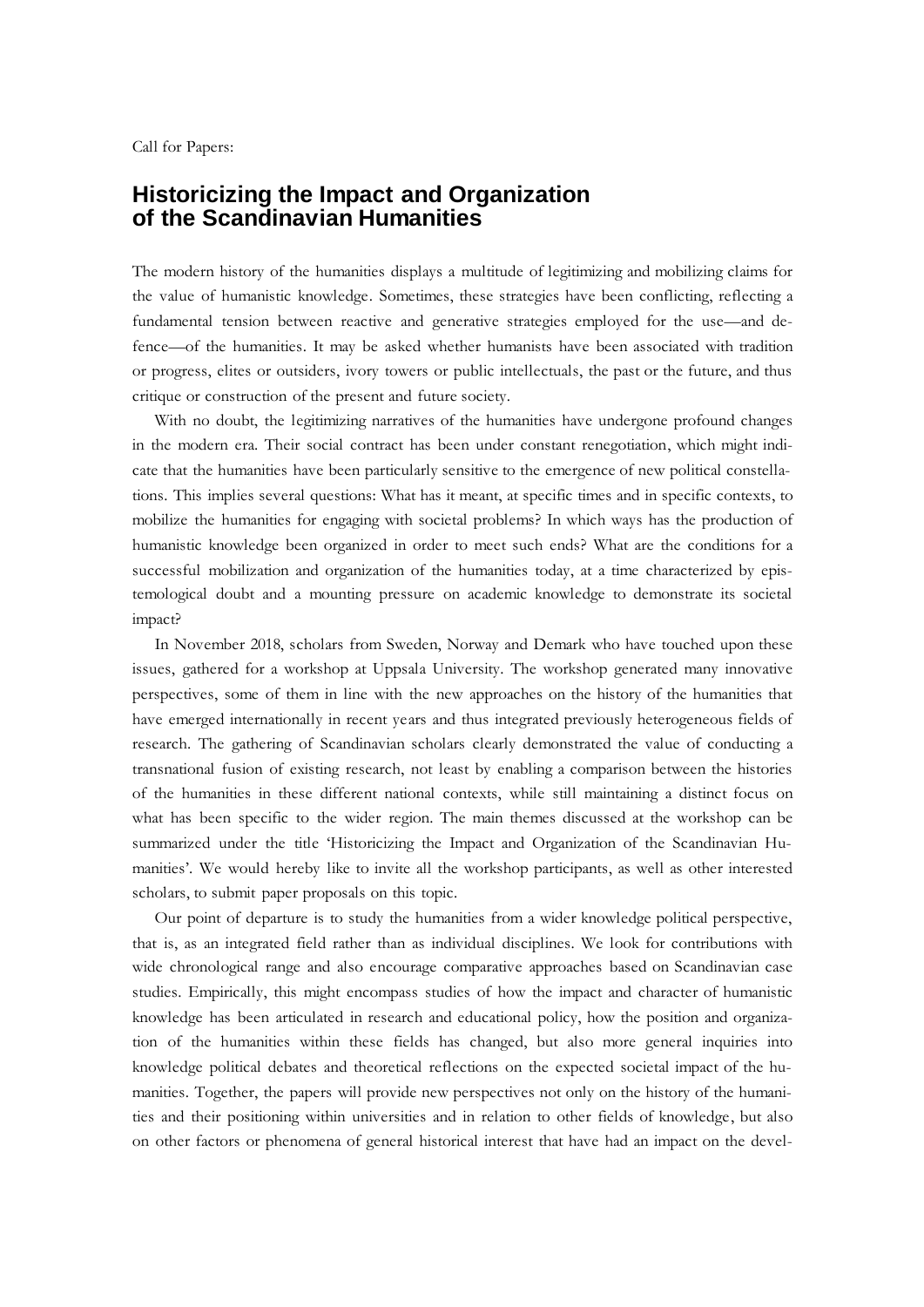Call for Papers:

# Historicizing the Impact and Organization of the Scandinavian Humanities

The modern history of the humanities displays a multitude of legitimizing and mobilizing claims for the value of humanistic knowledge. Sometimes, these strategies have been conflicting, reflecting a fundamental tension between reactive and generative strategies employed for the use—and defence—of the humanities. It may be asked whether humanists have been associated with tradition or progress, elites or outsiders, ivory towers or public intellectuals, the past or the future, and thus critique or construction of the present and future society.

With no doubt, the legitimizing narratives of the humanities have undergone profound changes in the modern era. Their social contract has been under constant renegotiation, which might indicate that the humanities have been particularly sensitive to the emergence of new political constellations. This implies several questions: What has it meant, at specific times and in specific contexts, to mobilize the humanities for engaging with societal problems? In which ways has the production of humanistic knowledge been organized in order to meet such ends? What are the conditions for a successful mobilization and organization of the humanities today, at a time characterized by epistemological doubt and a mounting pressure on academic knowledge to demonstrate its societal impact?

In November 2018, scholars from Sweden, Norway and Demark who have touched upon these issues, gathered for a workshop at Uppsala University. The workshop generated many innovative perspectives, some of them in line with the new approaches on the history of the humanities that have emerged internationally in recent years and thus integrated previously heterogeneous fields of research. The gathering of Scandinavian scholars clearly demonstrated the value of conducting a transnational fusion of existing research, not least by enabling a comparison between the histories of the humanities in these different national contexts, while still maintaining a distinct focus on what has been specific to the wider region. The main themes discussed at the workshop can be summarized under the title 'Historicizing the Impact and Organization of the Scandinavian Humanities'. We would hereby like to invite all the workshop participants, as well as other interested scholars, to submit paper proposals on this topic.

Our point of departure is to study the humanities from a wider knowledge political perspective, that is, as an integrated field rather than as individual disciplines. We look for contributions with wide chronological range and also encourage comparative approaches based on Scandinavian case studies. Empirically, this might encompass studies of how the impact and character of humanistic knowledge has been articulated in research and educational policy, how the position and organization of the humanities within these fields has changed, but also more general inquiries into knowledge political debates and theoretical reflections on the expected societal impact of the humanities. Together, the papers will provide new perspectives not only on the history of the humanities and their positioning within universities and in relation to other fields of knowledge, but also on other factors or phenomena of general historical interest that have had an impact on the devel-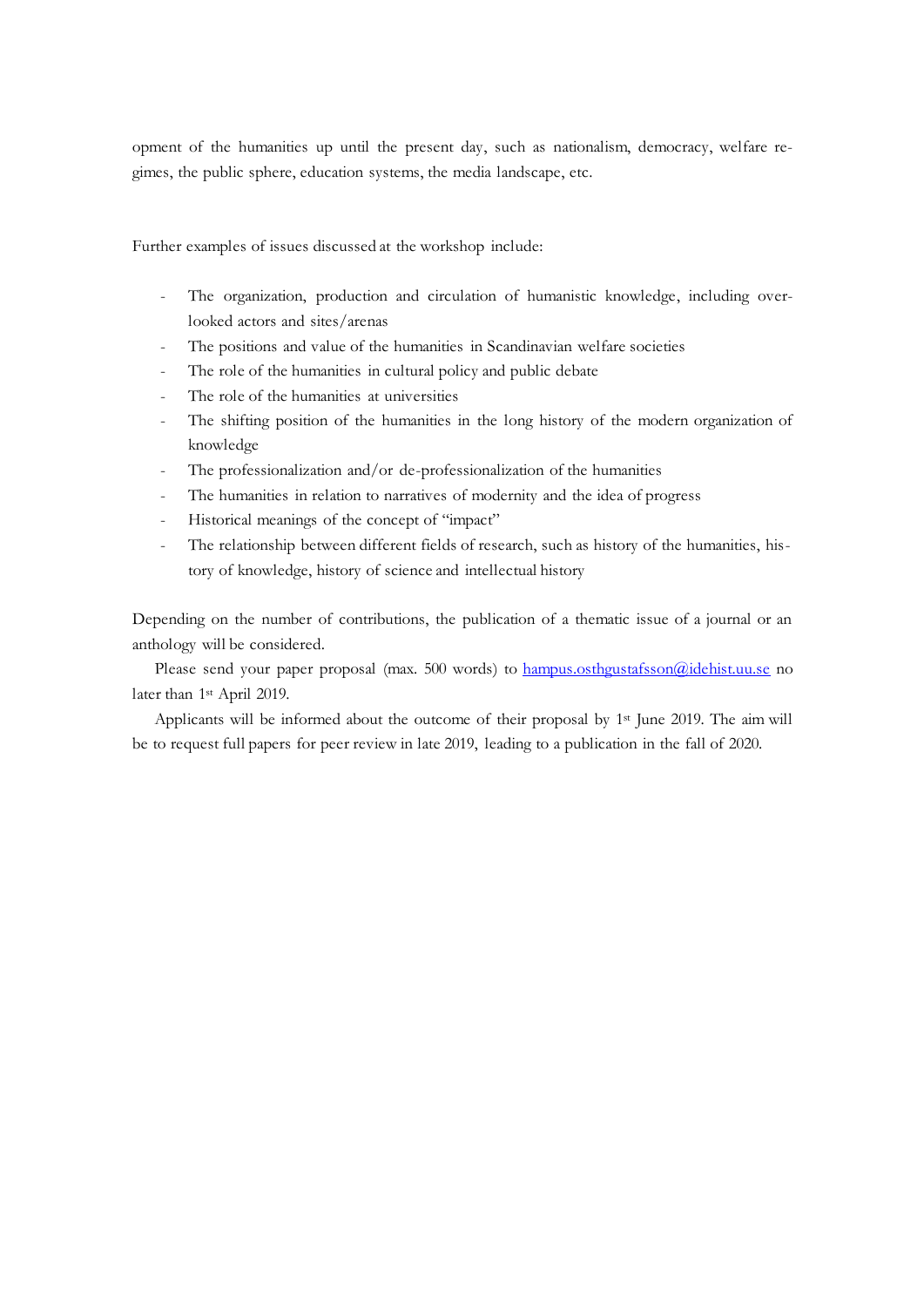opment of the humanities up until the present day, such as nationalism, democracy, welfare regimes, the public sphere, education systems, the media landscape, etc.

Further examples of issues discussed at the workshop include:

- The organization, production and circulation of humanistic knowledge, including overlooked actors and sites/arenas
- The positions and value of the humanities in Scandinavian welfare societies
- The role of the humanities in cultural policy and public debate
- The role of the humanities at universities
- The shifting position of the humanities in the long history of the modern organization of knowledge
- The professionalization and/or de-professionalization of the humanities
- The humanities in relation to narratives of modernity and the idea of progress
- Historical meanings of the concept of "impact"
- The relationship between different fields of research, such as history of the humanities, history of knowledge, history of science and intellectual history

Depending on the number of contributions, the publication of a thematic issue of a journal or an anthology will be considered.

Please send your paper proposal (max. 500 words) to hampus.osthgustafsson@idehist.uu.se no later than 1st April 2019.

Applicants will be informed about the outcome of their proposal by 1st June 2019. The aim will be to request full papers for peer review in late 2019, leading to a publication in the fall of 2020.